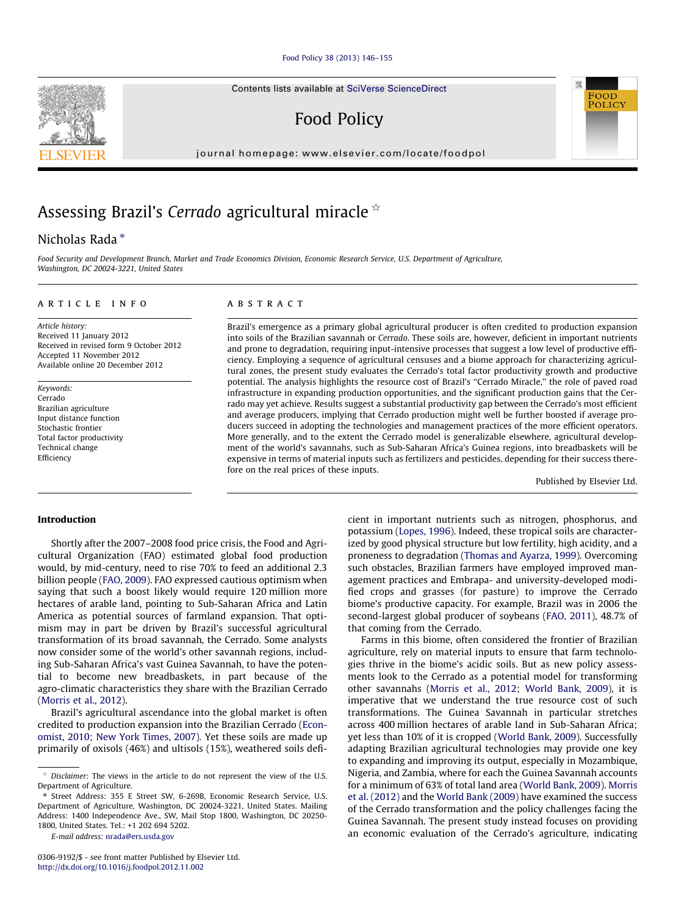# Assessing Brazil's *Cerrado* agricultural miracle ☆

Nicholas Rada *

*Food Security and Development Branch, Market and Trade Economics Division, Economic Research Service, U.S. Department of Agriculture, Washington, DC 20024-3221, United States*

## ARTICLE INFO

*Article history:*
Received 11 January 2012
Received in revised form 9 October 2012
Accepted 11 November 2012
Available online 20 December 2012

*Keywords:*
Cerrado
Brazilian agriculture
Input distance function
Stochastic frontier
Total factor productivity
Technical change
Efficiency

## ABSTRACT

Brazil's emergence as a primary global agricultural producer is often credited to production expansion into soils of the Brazilian savannah or *Cerrado*. These soils are, however, deficient in important nutrients and prone to degradation, requiring input-intensive processes that suggest a low level of productive efficiency. Employing a sequence of agricultural censuses and a biome approach for characterizing agricultural zones, the present study evaluates the Cerrado's total factor productivity growth and productive potential. The analysis highlights the resource cost of Brazil's "Cerrado Miracle," the role of paved road infrastructure in expanding production opportunities, and the significant production gains that the Cerrado may yet achieve. Results suggest a substantial productivity gap between the Cerrado's most efficient and average producers, implying that Cerrado production might well be further boosted if average producers succeed in adopting the technologies and management practices of the more efficient operators. More generally, and to the extent the Cerrado model is generalizable elsewhere, agricultural development of the world's savannahs, such as Sub-Saharan Africa's Guinea regions, into breadbaskets will be expensive in terms of material inputs such as fertilizers and pesticides, depending for their success therefore on the real prices of these inputs.

Published by Elsevier Ltd.

## Introduction

Shortly after the 2007–2008 food price crisis, the Food and Agricultural Organization (FAO) estimated global food production would, by mid-century, need to rise 70% to feed an additional 2.3 billion people (FAO, 2009). FAO expressed cautious optimism when saying that such a boost likely would require 120 million more hectares of arable land, pointing to Sub-Saharan Africa and Latin America as potential sources of farmland expansion. That optimism may in part be driven by Brazil's successful agricultural transformation of its broad savannah, the Cerrado. Some analysts now consider some of the world's other savannah regions, including Sub-Saharan Africa's vast Guinea Savannah, to have the potential to become new breadbaskets, in part because of the agro-climatic characteristics they share with the Brazilian Cerrado (Morris et al., 2012).

Brazil's agricultural ascendance into the global market is often credited to production expansion into the Brazilian Cerrado (Economist, 2010; New York Times, 2007). Yet these soils are made up primarily of oxisols (46%) and ultisols (15%), weathered soils deficient in important nutrients such as nitrogen, phosphorus, and potassium (Lopes, 1996). Indeed, these tropical soils are characterized by good physical structure but low fertility, high acidity, and a proneness to degradation (Thomas and Ayarza, 1999). Overcoming such obstacles, Brazilian farmers have employed improved management practices and Embrapa- and university-developed modified crops and grasses (for pasture) to improve the Cerrado biome's productive capacity. For example, Brazil was in 2006 the second-largest global producer of soybeans (FAO, 2011), 48.7% of that coming from the Cerrado.

Farms in this biome, often considered the frontier of Brazilian agriculture, rely on material inputs to ensure that farm technologies thrive in the biome's acidic soils. But as new policy assessments look to the Cerrado as a potential model for transforming other savannahs (Morris et al., 2012; World Bank, 2009), it is imperative that we understand the true resource cost of such transformations. The Guinea Savannah in particular stretches across 400 million hectares of arable land in Sub-Saharan Africa; yet less than 10% of it is cropped (World Bank, 2009). Successfully adapting Brazilian agricultural technologies may provide one key to expanding and improving its output, especially in Mozambique, Nigeria, and Zambia, where for each the Guinea Savannah accounts for a minimum of 63% of total land area (World Bank, 2009). Morris et al. (2012) and the World Bank (2009) have examined the success of the Cerrado transformation and the policy challenges facing the Guinea Savannah. The present study instead focuses on providing an economic evaluation of the Cerrado's agriculture, indicating

☆ *Disclaimer*: The views in the article to do not represent the view of the U.S. Department of Agriculture.

* Street Address: 355 E Street SW, 6-269B, Economic Research Service, U.S. Department of Agriculture, Washington, DC 20024-3221, United States. Mailing Address: 1400 Independence Ave., SW, Mail Stop 1800, Washington, DC 20250-1800, United States. Tel.: +1 202 694 5202.

*E-mail address:* nrada@ers.usda.gov

0306-9192/$ - see front matter Published by Elsevier Ltd.
http://dx.doi.org/10.1016/j.foodpol.2012.11.002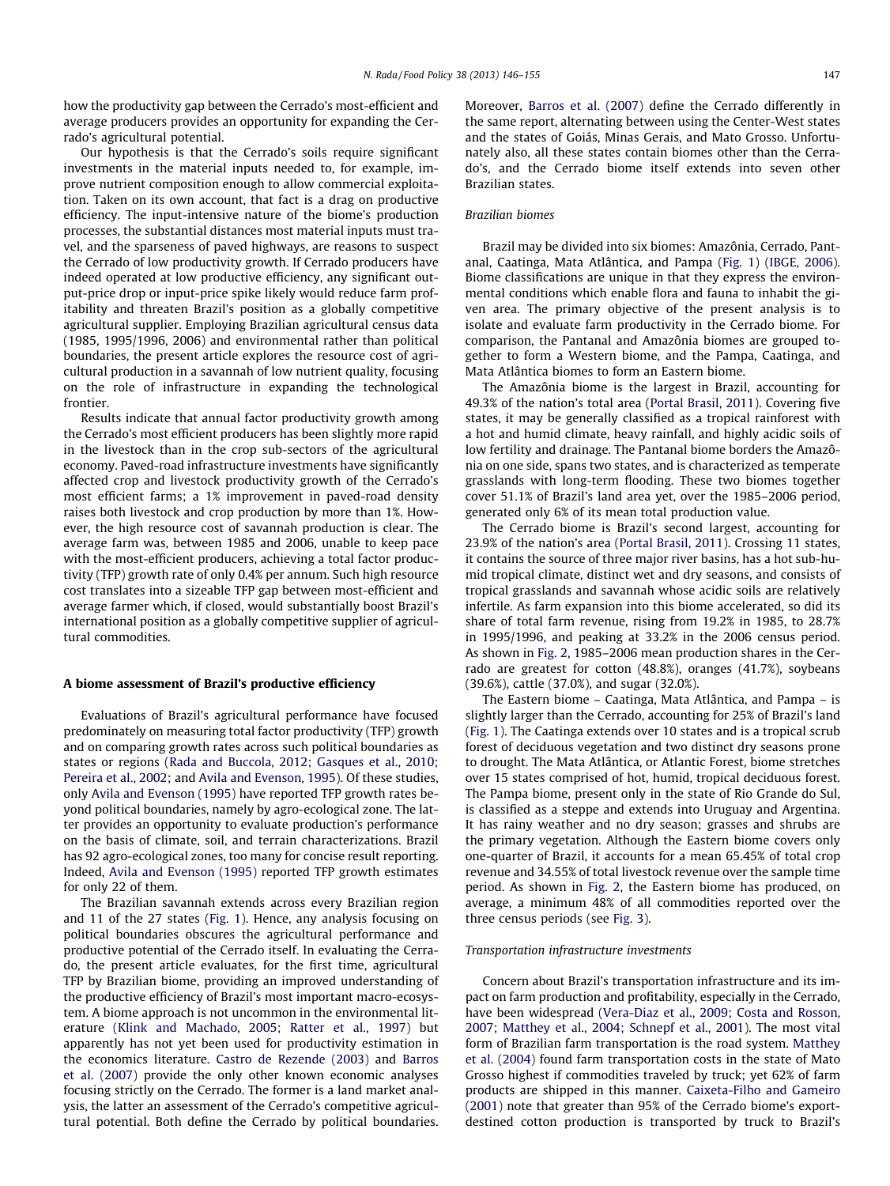how the productivity gap between the Cerrado's most-efficient and average producers provides an opportunity for expanding the Cerrado's agricultural potential.

Our hypothesis is that the Cerrado's soils require significant investments in the material inputs needed to, for example, improve nutrient composition enough to allow commercial exploitation. Taken on its own account, that fact is a drag on productive efficiency. The input-intensive nature of the biome's production processes, the substantial distances most material inputs must travel, and the sparseness of paved highways, are reasons to suspect the Cerrado of low productivity growth. If Cerrado producers have indeed operated at low productive efficiency, any significant output-price drop or input-price spike likely would reduce farm profitability and threaten Brazil's position as a globally competitive agricultural supplier. Employing Brazilian agricultural census data (1985, 1995/1996, 2006) and environmental rather than political boundaries, the present article explores the resource cost of agricultural production in a savannah of low nutrient quality, focusing on the role of infrastructure in expanding the technological frontier.

Results indicate that annual factor productivity growth among the Cerrado's most efficient producers has been slightly more rapid in the livestock than in the crop sub-sectors of the agricultural economy. Paved-road infrastructure investments have significantly affected crop and livestock productivity growth of the Cerrado's most efficient farms; a 1% improvement in paved-road density raises both livestock and crop production by more than 1%. However, the high resource cost of savannah production is clear. The average farm was, between 1985 and 2006, unable to keep pace with the most-efficient producers, achieving a total factor productivity (TFP) growth rate of only 0.4% per annum. Such high resource cost translates into a sizeable TFP gap between most-efficient and average farmer which, if closed, would substantially boost Brazil's international position as a globally competitive supplier of agricultural commodities.

## A biome assessment of Brazil's productive efficiency

Evaluations of Brazil's agricultural performance have focused predominately on measuring total factor productivity (TFP) growth and on comparing growth rates across such political boundaries as states or regions (Rada and Buccola, 2012; Gasques et al., 2010; Pereira et al., 2002; and Avila and Evenson, 1995). Of these studies, only Avila and Evenson (1995) have reported TFP growth rates beyond political boundaries, namely by agro-ecological zone. The latter provides an opportunity to evaluate production's performance on the basis of climate, soil, and terrain characterizations. Brazil has 92 agro-ecological zones, too many for concise result reporting. Indeed, Avila and Evenson (1995) reported TFP growth estimates for only 22 of them.

The Brazilian savannah extends across every Brazilian region and 11 of the 27 states (Fig. 1). Hence, any analysis focusing on political boundaries obscures the agricultural performance and productive potential of the Cerrado itself. In evaluating the Cerrado, the present article evaluates, for the first time, agricultural TFP by Brazilian biome, providing an improved understanding of the productive efficiency of Brazil's most important macro-ecosystem. A biome approach is not uncommon in the environmental literature (Klink and Machado, 2005; Ratter et al., 1997) but apparently has not yet been used for productivity estimation in the economics literature. Castro de Rezende (2003) and Barros et al. (2007) provide the only other known economic analyses focusing strictly on the Cerrado. The former is a land market analysis, the latter an assessment of the Cerrado's competitive agricultural potential. Both define the Cerrado by political boundaries. Moreover, Barros et al. (2007) define the Cerrado differently in the same report, alternating between using the Center-West states and the states of Goiás, Minas Gerais, and Mato Grosso. Unfortunately also, all these states contain biomes other than the Cerrado's, and the Cerrado biome itself extends into seven other Brazilian states.

### Brazilian biomes

Brazil may be divided into six biomes: Amazônia, Cerrado, Pantanal, Caatinga, Mata Atlântica, and Pampa (Fig. 1) (IBGE, 2006). Biome classifications are unique in that they express the environmental conditions which enable flora and fauna to inhabit the given area. The primary objective of the present analysis is to isolate and evaluate farm productivity in the Cerrado biome. For comparison, the Pantanal and Amazônia biomes are grouped together to form a Western biome, and the Pampa, Caatinga, and Mata Atlântica biomes to form an Eastern biome.

The Amazônia biome is the largest in Brazil, accounting for 49.3% of the nation's total area (Portal Brasil, 2011). Covering five states, it may be generally classified as a tropical rainforest with a hot and humid climate, heavy rainfall, and highly acidic soils of low fertility and drainage. The Pantanal biome borders the Amazônia on one side, spans two states, and is characterized as temperate grasslands with long-term flooding. These two biomes together cover 51.1% of Brazil's land area yet, over the 1985–2006 period, generated only 6% of its mean total production value.

The Cerrado biome is Brazil's second largest, accounting for 23.9% of the nation's area (Portal Brasil, 2011). Crossing 11 states, it contains the source of three major river basins, has a hot sub-humid tropical climate, distinct wet and dry seasons, and consists of tropical grasslands and savannah whose acidic soils are relatively infertile. As farm expansion into this biome accelerated, so did its share of total farm revenue, rising from 19.2% in 1985, to 28.7% in 1995/1996, and peaking at 33.2% in the 2006 census period. As shown in Fig. 2, 1985–2006 mean production shares in the Cerrado are greatest for cotton (48.8%), oranges (41.7%), soybeans (39.6%), cattle (37.0%), and sugar (32.0%).

The Eastern biome – Caatinga, Mata Atlântica, and Pampa – is slightly larger than the Cerrado, accounting for 25% of Brazil's land (Fig. 1). The Caatinga extends over 10 states and is a tropical scrub forest of deciduous vegetation and two distinct dry seasons prone to drought. The Mata Atlântica, or Atlantic Forest, biome stretches over 15 states comprised of hot, humid, tropical deciduous forest. The Pampa biome, present only in the state of Rio Grande do Sul, is classified as a steppe and extends into Uruguay and Argentina. It has rainy weather and no dry season; grasses and shrubs are the primary vegetation. Although the Eastern biome covers only one-quarter of Brazil, it accounts for a mean 65.45% of total crop revenue and 34.55% of total livestock revenue over the sample time period. As shown in Fig. 2, the Eastern biome has produced, on average, a minimum 48% of all commodities reported over the three census periods (see Fig. 3).

### Transportation infrastructure investments

Concern about Brazil's transportation infrastructure and its impact on farm production and profitability, especially in the Cerrado, have been widespread (Vera-Diaz et al., 2009; Costa and Rosson, 2007; Matthey et al., 2004; Schnepf et al., 2001). The most vital form of Brazilian farm transportation is the road system. Matthey et al. (2004) found farm transportation costs in the state of Mato Grosso highest if commodities traveled by truck; yet 62% of farm products are shipped in this manner. Caixeta-Filho and Gameiro (2001) note that greater than 95% of the Cerrado biome's export-destined cotton production is transported by truck to Brazil's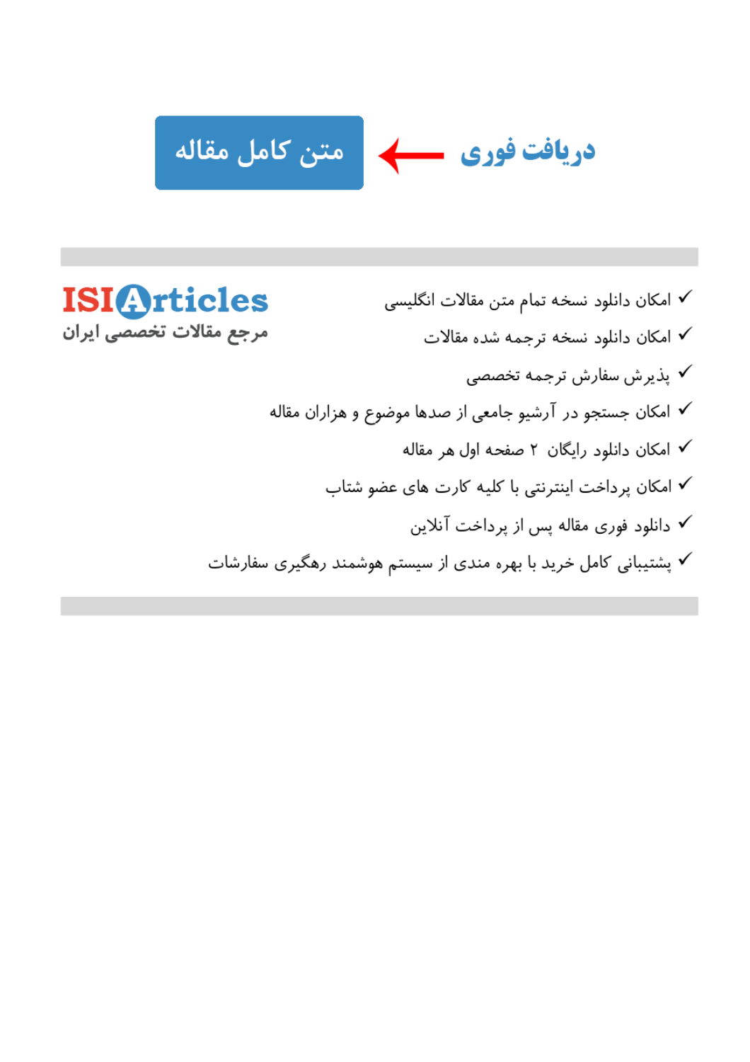دریافت فوری ← **متن کامل مقاله**

**ISIArticles**
مرجع مقالات تخصصی ایران

- ✓ امکان دانلود نسخه تمام متن مقالات انگلیسی
- ✓ امکان دانلود نسخه ترجمه شده مقالات
- ✓ پذیرش سفارش ترجمه تخصصی
- ✓ امکان جستجو در آرشیو جامعی از صدها موضوع و هزاران مقاله
- ✓ امکان دانلود رایگان ۲ صفحه اول هر مقاله
- ✓ امکان پرداخت اینترنتی با کلیه کارت های عضو شتاب
- ✓ دانلود فوری مقاله پس از پرداخت آنلاین
- ✓ پشتیبانی کامل خرید با بهره مندی از سیستم هوشمند رهگیری سفارشات